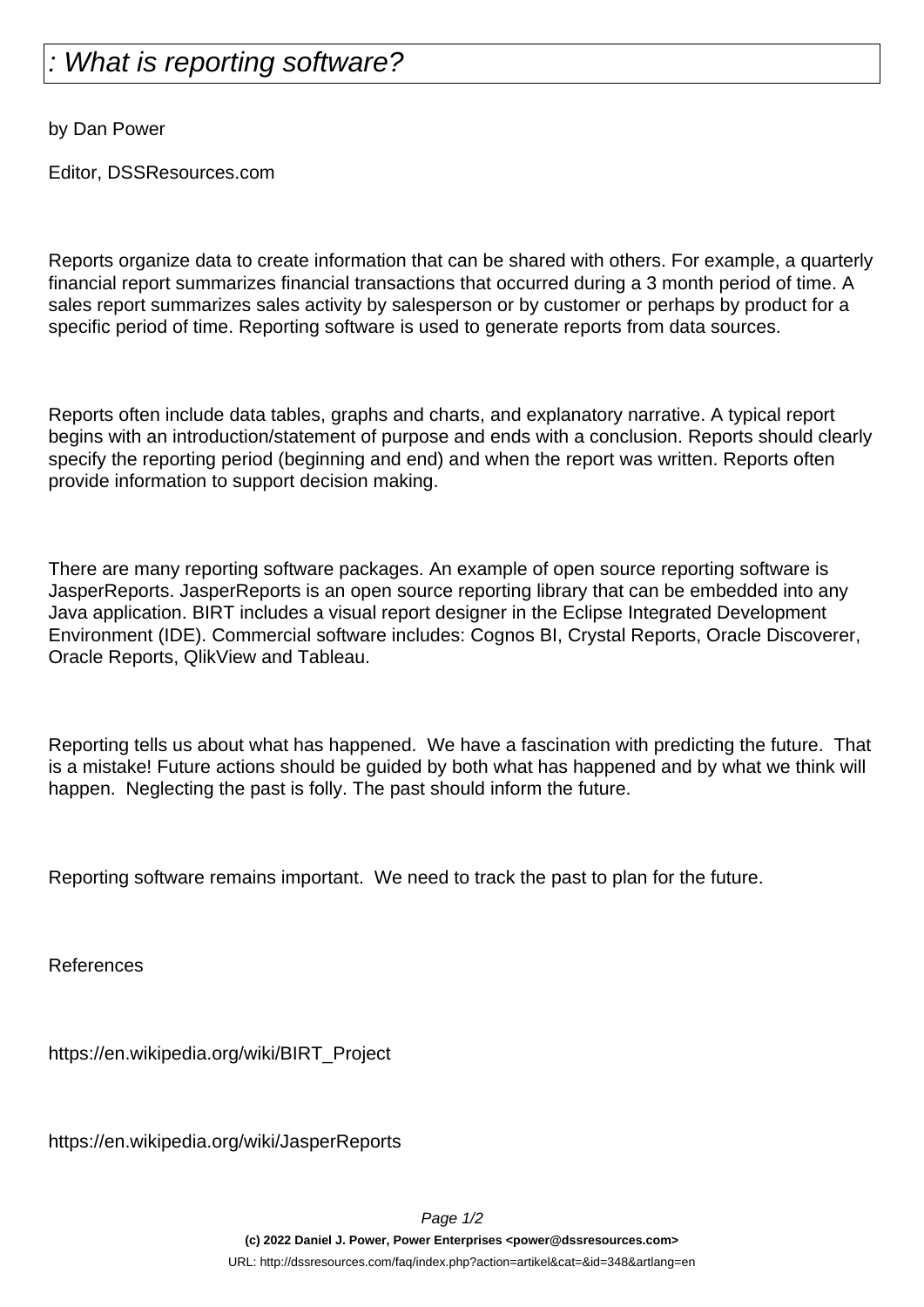# : What is reporting software?

by Dan Power

Editor, DSSResources.com

Reports organize data to create information that can be shared with others. For example, a quarterly financial report summarizes financial transactions that occurred during a 3 month period of time. A sales report summarizes sales activity by salesperson or by customer or perhaps by product for a specific period of time. Reporting software is used to generate reports from data sources.

Reports often include data tables, graphs and charts, and explanatory narrative. A typical report begins with an introduction/statement of purpose and ends with a conclusion. Reports should clearly specify the reporting period (beginning and end) and when the report was written. Reports often provide information to support decision making.

There are many reporting software packages. An example of open source reporting software is JasperReports. JasperReports is an open source reporting library that can be embedded into any Java application. BIRT includes a visual report designer in the Eclipse Integrated Development Environment (IDE). Commercial software includes: Cognos BI, Crystal Reports, Oracle Discoverer, Oracle Reports, QlikView and Tableau.

Reporting tells us about what has happened. We have a fascination with predicting the future. That is a mistake! Future actions should be guided by both what has happened and by what we think will happen. Neglecting the past is folly. The past should inform the future.

Reporting software remains important. We need to track the past to plan for the future.

References

https://en.wikipedia.org/wiki/BIRT_Project

https://en.wikipedia.org/wiki/JasperReports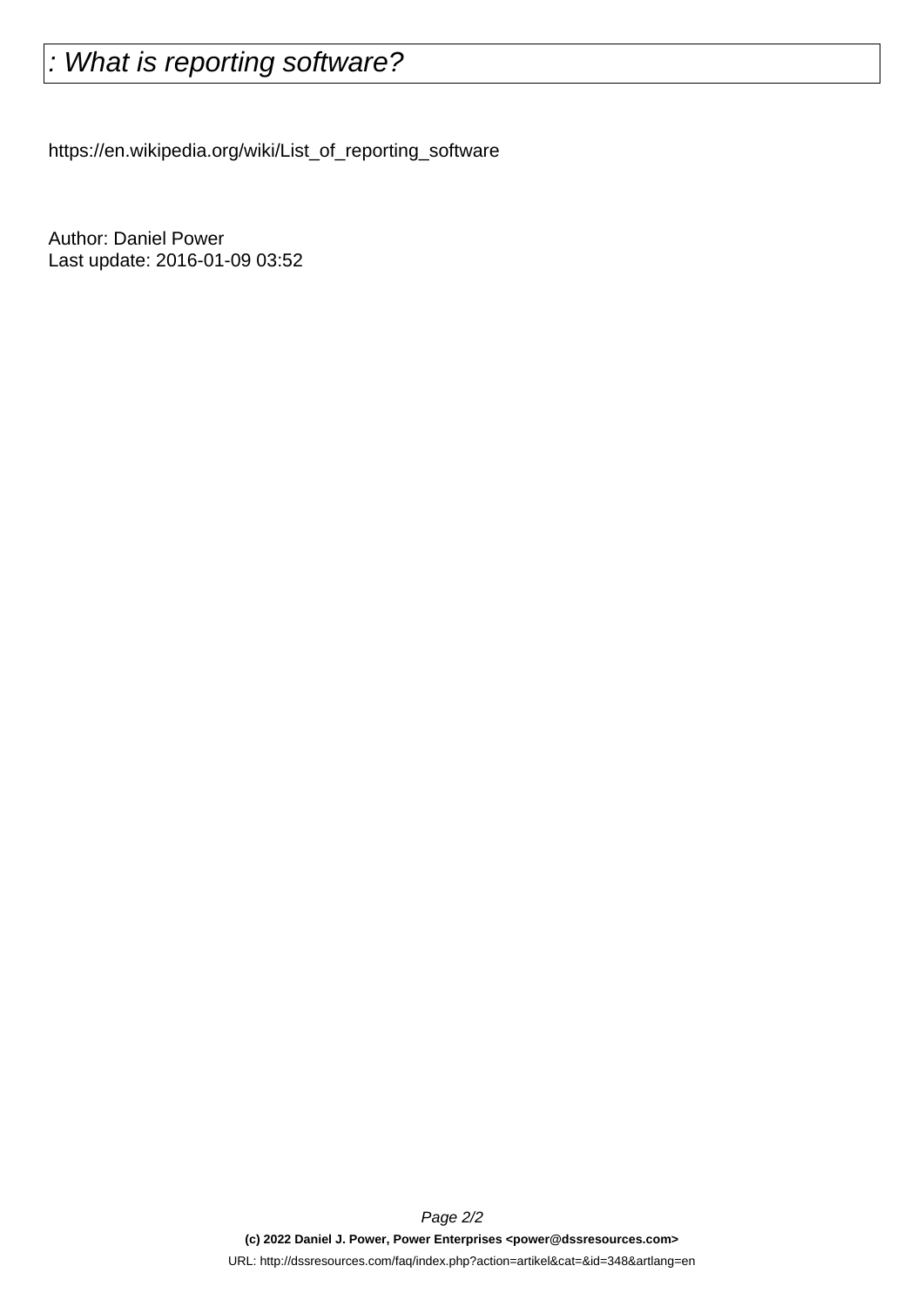## : What is reporting software?

https://en.wikipedia.org/wiki/List_of_reporting_software

Author: Daniel Power
Last update: 2016-01-09 03:52

**(c) 2022 Daniel J. Power, Power Enterprises <power@dssresources.com>**

URL: http://dssresources.com/faq/index.php?action=artikel&cat=&id=348&artlang=en